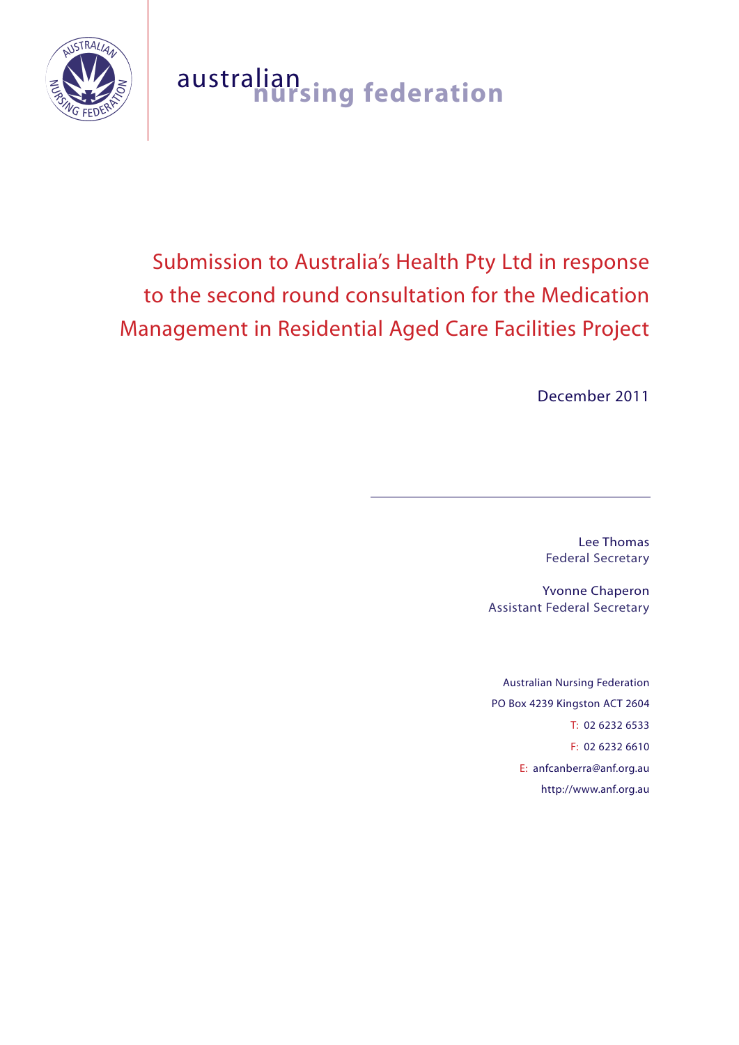australian nursing federation

# Submission to Australia's Health Pty Ltd in response to the second round consultation for the Medication Management in Residential Aged Care Facilities Project

December 2011

---

Lee Thomas
Federal Secretary

Yvonne Chaperon
Assistant Federal Secretary

Australian Nursing Federation
PO Box 4239 Kingston ACT 2604
T: 02 6232 6533
F: 02 6232 6610
E: anfcanberra@anf.org.au
http://www.anf.org.au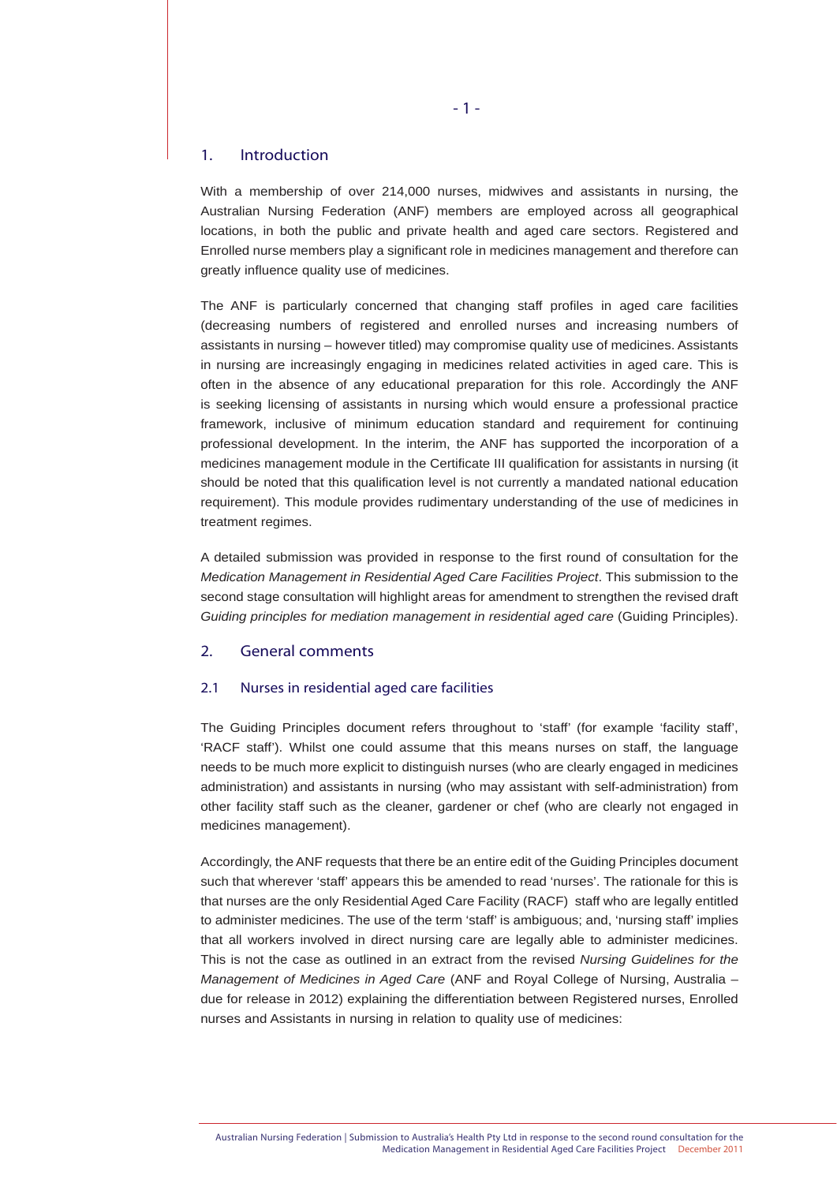## 1. Introduction

With a membership of over 214,000 nurses, midwives and assistants in nursing, the Australian Nursing Federation (ANF) members are employed across all geographical locations, in both the public and private health and aged care sectors. Registered and Enrolled nurse members play a significant role in medicines management and therefore can greatly influence quality use of medicines.

The ANF is particularly concerned that changing staff profiles in aged care facilities (decreasing numbers of registered and enrolled nurses and increasing numbers of assistants in nursing – however titled) may compromise quality use of medicines. Assistants in nursing are increasingly engaging in medicines related activities in aged care. This is often in the absence of any educational preparation for this role. Accordingly the ANF is seeking licensing of assistants in nursing which would ensure a professional practice framework, inclusive of minimum education standard and requirement for continuing professional development. In the interim, the ANF has supported the incorporation of a medicines management module in the Certificate III qualification for assistants in nursing (it should be noted that this qualification level is not currently a mandated national education requirement). This module provides rudimentary understanding of the use of medicines in treatment regimes.

A detailed submission was provided in response to the first round of consultation for the *Medication Management in Residential Aged Care Facilities Project*. This submission to the second stage consultation will highlight areas for amendment to strengthen the revised draft *Guiding principles for mediation management in residential aged care* (Guiding Principles).

## 2. General comments

### 2.1 Nurses in residential aged care facilities

The Guiding Principles document refers throughout to 'staff' (for example 'facility staff', 'RACF staff'). Whilst one could assume that this means nurses on staff, the language needs to be much more explicit to distinguish nurses (who are clearly engaged in medicines administration) and assistants in nursing (who may assistant with self-administration) from other facility staff such as the cleaner, gardener or chef (who are clearly not engaged in medicines management).

Accordingly, the ANF requests that there be an entire edit of the Guiding Principles document such that wherever 'staff' appears this be amended to read 'nurses'. The rationale for this is that nurses are the only Residential Aged Care Facility (RACF) staff who are legally entitled to administer medicines. The use of the term 'staff' is ambiguous; and, 'nursing staff' implies that all workers involved in direct nursing care are legally able to administer medicines. This is not the case as outlined in an extract from the revised *Nursing Guidelines for the Management of Medicines in Aged Care* (ANF and Royal College of Nursing, Australia – due for release in 2012) explaining the differentiation between Registered nurses, Enrolled nurses and Assistants in nursing in relation to quality use of medicines: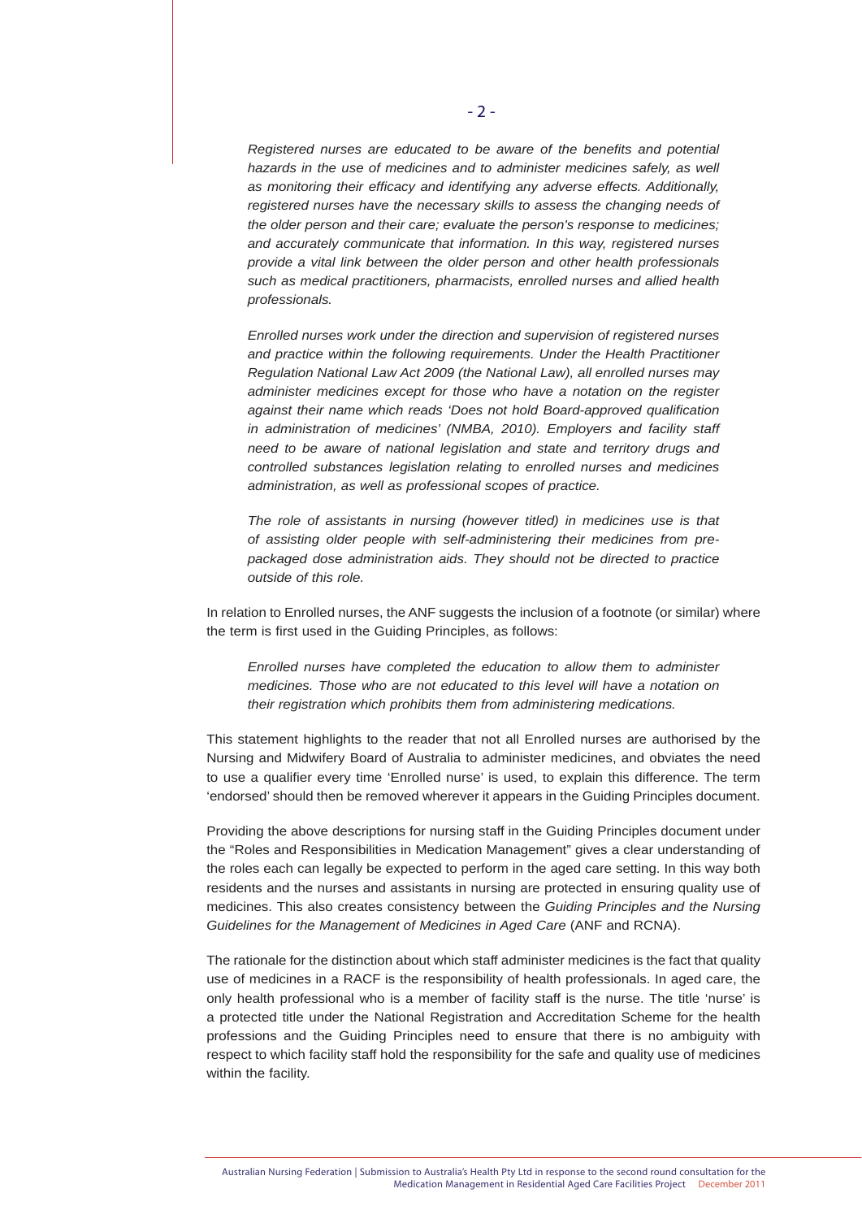*Registered nurses are educated to be aware of the benefits and potential hazards in the use of medicines and to administer medicines safely, as well as monitoring their efficacy and identifying any adverse effects. Additionally, registered nurses have the necessary skills to assess the changing needs of the older person and their care; evaluate the person's response to medicines; and accurately communicate that information. In this way, registered nurses provide a vital link between the older person and other health professionals such as medical practitioners, pharmacists, enrolled nurses and allied health professionals.*

*Enrolled nurses work under the direction and supervision of registered nurses and practice within the following requirements. Under the Health Practitioner Regulation National Law Act 2009 (the National Law), all enrolled nurses may administer medicines except for those who have a notation on the register against their name which reads 'Does not hold Board-approved qualification in administration of medicines' (NMBA, 2010). Employers and facility staff need to be aware of national legislation and state and territory drugs and controlled substances legislation relating to enrolled nurses and medicines administration, as well as professional scopes of practice.*

*The role of assistants in nursing (however titled) in medicines use is that of assisting older people with self-administering their medicines from pre-packaged dose administration aids. They should not be directed to practice outside of this role.*

In relation to Enrolled nurses, the ANF suggests the inclusion of a footnote (or similar) where the term is first used in the Guiding Principles, as follows:

*Enrolled nurses have completed the education to allow them to administer medicines. Those who are not educated to this level will have a notation on their registration which prohibits them from administering medications.*

This statement highlights to the reader that not all Enrolled nurses are authorised by the Nursing and Midwifery Board of Australia to administer medicines, and obviates the need to use a qualifier every time 'Enrolled nurse' is used, to explain this difference. The term 'endorsed' should then be removed wherever it appears in the Guiding Principles document.

Providing the above descriptions for nursing staff in the Guiding Principles document under the "Roles and Responsibilities in Medication Management" gives a clear understanding of the roles each can legally be expected to perform in the aged care setting. In this way both residents and the nurses and assistants in nursing are protected in ensuring quality use of medicines. This also creates consistency between the *Guiding Principles and the Nursing Guidelines for the Management of Medicines in Aged Care* (ANF and RCNA).

The rationale for the distinction about which staff administer medicines is the fact that quality use of medicines in a RACF is the responsibility of health professionals. In aged care, the only health professional who is a member of facility staff is the nurse. The title 'nurse' is a protected title under the National Registration and Accreditation Scheme for the health professions and the Guiding Principles need to ensure that there is no ambiguity with respect to which facility staff hold the responsibility for the safe and quality use of medicines within the facility.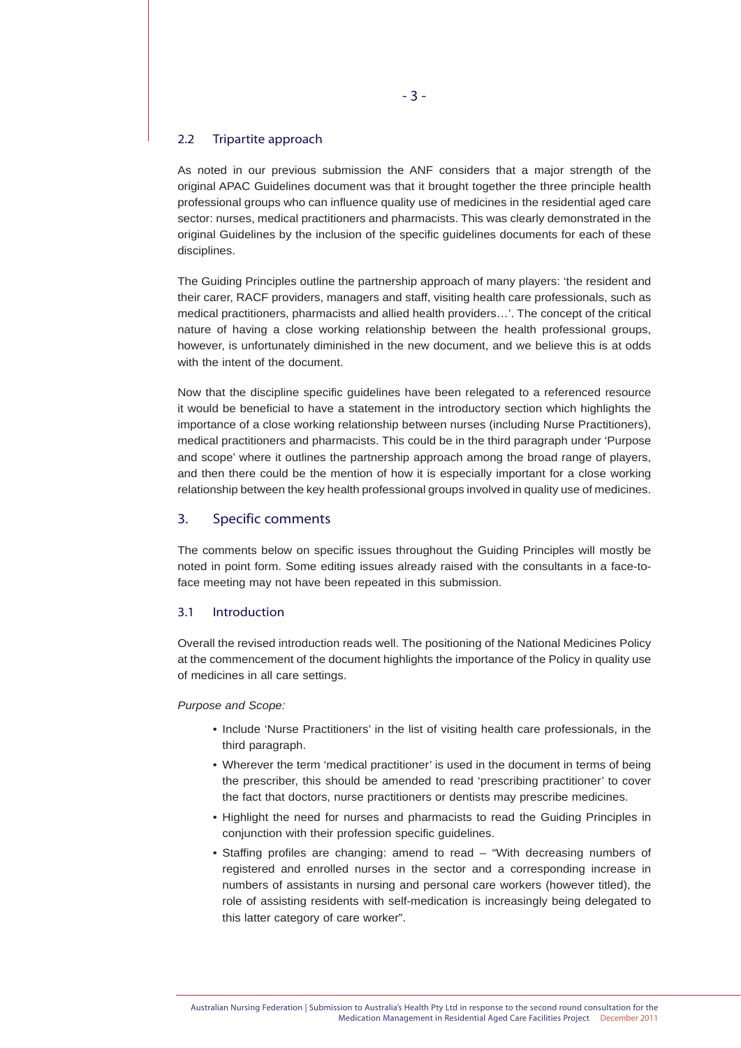### 2.2 Tripartite approach

As noted in our previous submission the ANF considers that a major strength of the original APAC Guidelines document was that it brought together the three principle health professional groups who can influence quality use of medicines in the residential aged care sector: nurses, medical practitioners and pharmacists. This was clearly demonstrated in the original Guidelines by the inclusion of the specific guidelines documents for each of these disciplines.

The Guiding Principles outline the partnership approach of many players: 'the resident and their carer, RACF providers, managers and staff, visiting health care professionals, such as medical practitioners, pharmacists and allied health providers…'. The concept of the critical nature of having a close working relationship between the health professional groups, however, is unfortunately diminished in the new document, and we believe this is at odds with the intent of the document.

Now that the discipline specific guidelines have been relegated to a referenced resource it would be beneficial to have a statement in the introductory section which highlights the importance of a close working relationship between nurses (including Nurse Practitioners), medical practitioners and pharmacists. This could be in the third paragraph under 'Purpose and scope' where it outlines the partnership approach among the broad range of players, and then there could be the mention of how it is especially important for a close working relationship between the key health professional groups involved in quality use of medicines.

## 3. Specific comments

The comments below on specific issues throughout the Guiding Principles will mostly be noted in point form. Some editing issues already raised with the consultants in a face-to-face meeting may not have been repeated in this submission.

### 3.1 Introduction

Overall the revised introduction reads well. The positioning of the National Medicines Policy at the commencement of the document highlights the importance of the Policy in quality use of medicines in all care settings.

*Purpose and Scope:*

- Include 'Nurse Practitioners' in the list of visiting health care professionals, in the third paragraph.
- Wherever the term 'medical practitioner' is used in the document in terms of being the prescriber, this should be amended to read 'prescribing practitioner' to cover the fact that doctors, nurse practitioners or dentists may prescribe medicines.
- Highlight the need for nurses and pharmacists to read the Guiding Principles in conjunction with their profession specific guidelines.
- Staffing profiles are changing: amend to read – "With decreasing numbers of registered and enrolled nurses in the sector and a corresponding increase in numbers of assistants in nursing and personal care workers (however titled), the role of assisting residents with self-medication is increasingly being delegated to this latter category of care worker".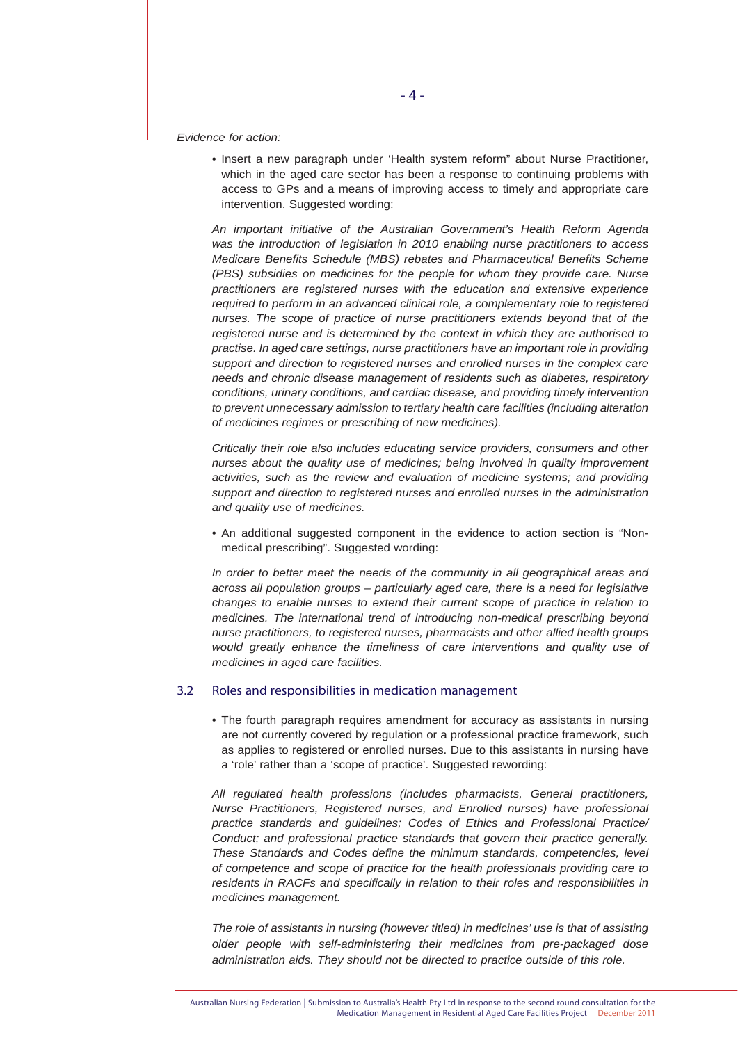*Evidence for action:*

- Insert a new paragraph under 'Health system reform" about Nurse Practitioner, which in the aged care sector has been a response to continuing problems with access to GPs and a means of improving access to timely and appropriate care intervention. Suggested wording:

*An important initiative of the Australian Government's Health Reform Agenda was the introduction of legislation in 2010 enabling nurse practitioners to access Medicare Benefits Schedule (MBS) rebates and Pharmaceutical Benefits Scheme (PBS) subsidies on medicines for the people for whom they provide care. Nurse practitioners are registered nurses with the education and extensive experience required to perform in an advanced clinical role, a complementary role to registered nurses. The scope of practice of nurse practitioners extends beyond that of the registered nurse and is determined by the context in which they are authorised to practise. In aged care settings, nurse practitioners have an important role in providing support and direction to registered nurses and enrolled nurses in the complex care needs and chronic disease management of residents such as diabetes, respiratory conditions, urinary conditions, and cardiac disease, and providing timely intervention to prevent unnecessary admission to tertiary health care facilities (including alteration of medicines regimes or prescribing of new medicines).*

*Critically their role also includes educating service providers, consumers and other nurses about the quality use of medicines; being involved in quality improvement activities, such as the review and evaluation of medicine systems; and providing support and direction to registered nurses and enrolled nurses in the administration and quality use of medicines.*

- An additional suggested component in the evidence to action section is "Non-medical prescribing". Suggested wording:

*In order to better meet the needs of the community in all geographical areas and across all population groups – particularly aged care, there is a need for legislative changes to enable nurses to extend their current scope of practice in relation to medicines. The international trend of introducing non-medical prescribing beyond nurse practitioners, to registered nurses, pharmacists and other allied health groups would greatly enhance the timeliness of care interventions and quality use of medicines in aged care facilities.*

### 3.2 Roles and responsibilities in medication management

- The fourth paragraph requires amendment for accuracy as assistants in nursing are not currently covered by regulation or a professional practice framework, such as applies to registered or enrolled nurses. Due to this assistants in nursing have a 'role' rather than a 'scope of practice'. Suggested rewording:

*All regulated health professions (includes pharmacists, General practitioners, Nurse Practitioners, Registered nurses, and Enrolled nurses) have professional practice standards and guidelines; Codes of Ethics and Professional Practice/ Conduct; and professional practice standards that govern their practice generally. These Standards and Codes define the minimum standards, competencies, level of competence and scope of practice for the health professionals providing care to residents in RACFs and specifically in relation to their roles and responsibilities in medicines management.*

*The role of assistants in nursing (however titled) in medicines' use is that of assisting older people with self-administering their medicines from pre-packaged dose administration aids. They should not be directed to practice outside of this role.*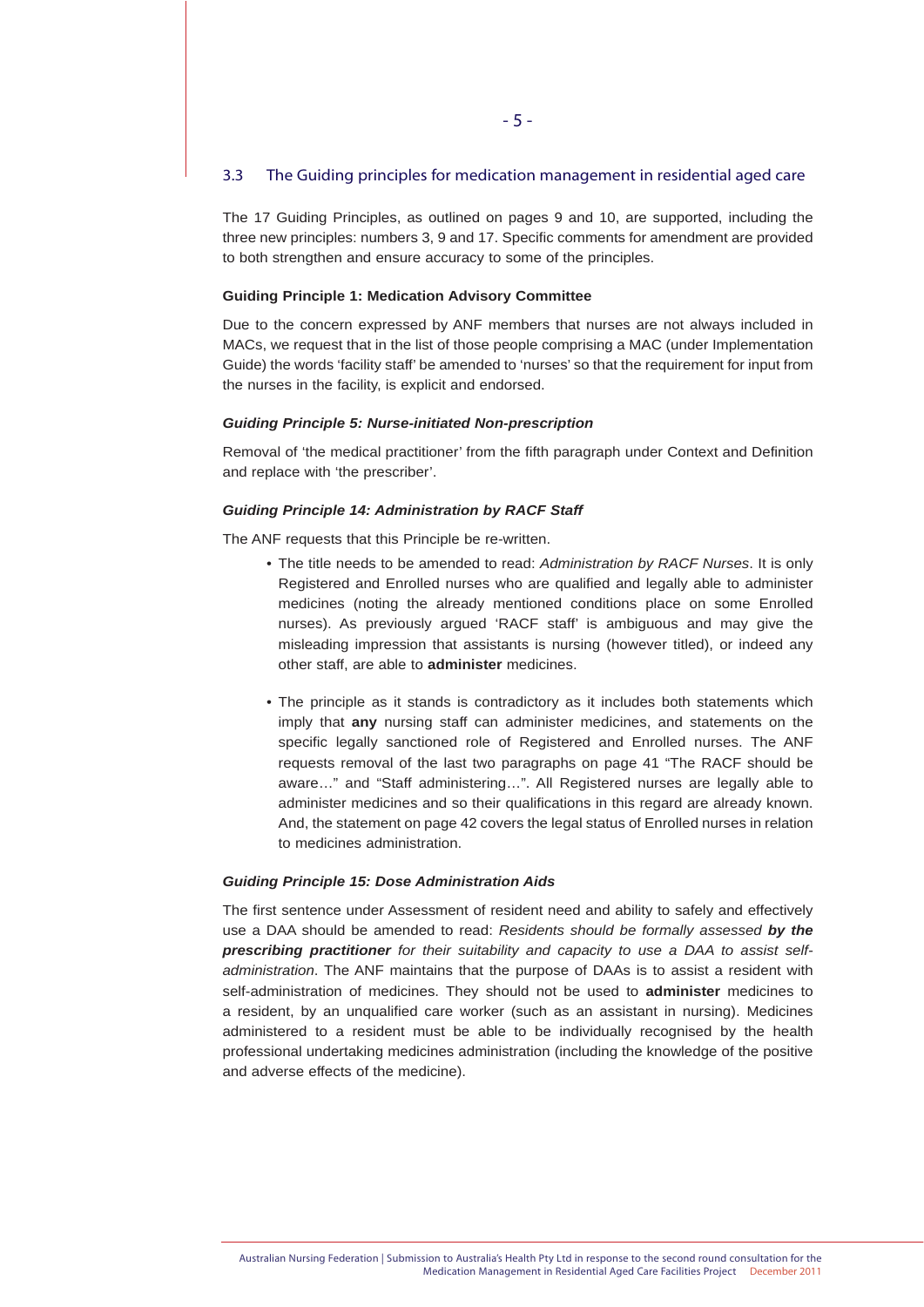## 3.3 The Guiding principles for medication management in residential aged care

The 17 Guiding Principles, as outlined on pages 9 and 10, are supported, including the three new principles: numbers 3, 9 and 17. Specific comments for amendment are provided to both strengthen and ensure accuracy to some of the principles.

**Guiding Principle 1: Medication Advisory Committee**

Due to the concern expressed by ANF members that nurses are not always included in MACs, we request that in the list of those people comprising a MAC (under Implementation Guide) the words 'facility staff' be amended to 'nurses' so that the requirement for input from the nurses in the facility, is explicit and endorsed.

***Guiding Principle 5: Nurse-initiated Non-prescription***

Removal of 'the medical practitioner' from the fifth paragraph under Context and Definition and replace with 'the prescriber'.

***Guiding Principle 14: Administration by RACF Staff***

The ANF requests that this Principle be re-written.

- The title needs to be amended to read: *Administration by RACF Nurses*. It is only Registered and Enrolled nurses who are qualified and legally able to administer medicines (noting the already mentioned conditions place on some Enrolled nurses). As previously argued 'RACF staff' is ambiguous and may give the misleading impression that assistants is nursing (however titled), or indeed any other staff, are able to **administer** medicines.

- The principle as it stands is contradictory as it includes both statements which imply that **any** nursing staff can administer medicines, and statements on the specific legally sanctioned role of Registered and Enrolled nurses. The ANF requests removal of the last two paragraphs on page 41 "The RACF should be aware…" and "Staff administering…". All Registered nurses are legally able to administer medicines and so their qualifications in this regard are already known. And, the statement on page 42 covers the legal status of Enrolled nurses in relation to medicines administration.

***Guiding Principle 15: Dose Administration Aids***

The first sentence under Assessment of resident need and ability to safely and effectively use a DAA should be amended to read: *Residents should be formally assessed* ***by the prescribing practitioner*** *for their suitability and capacity to use a DAA to assist self-administration*. The ANF maintains that the purpose of DAAs is to assist a resident with self-administration of medicines. They should not be used to **administer** medicines to a resident, by an unqualified care worker (such as an assistant in nursing). Medicines administered to a resident must be able to be individually recognised by the health professional undertaking medicines administration (including the knowledge of the positive and adverse effects of the medicine).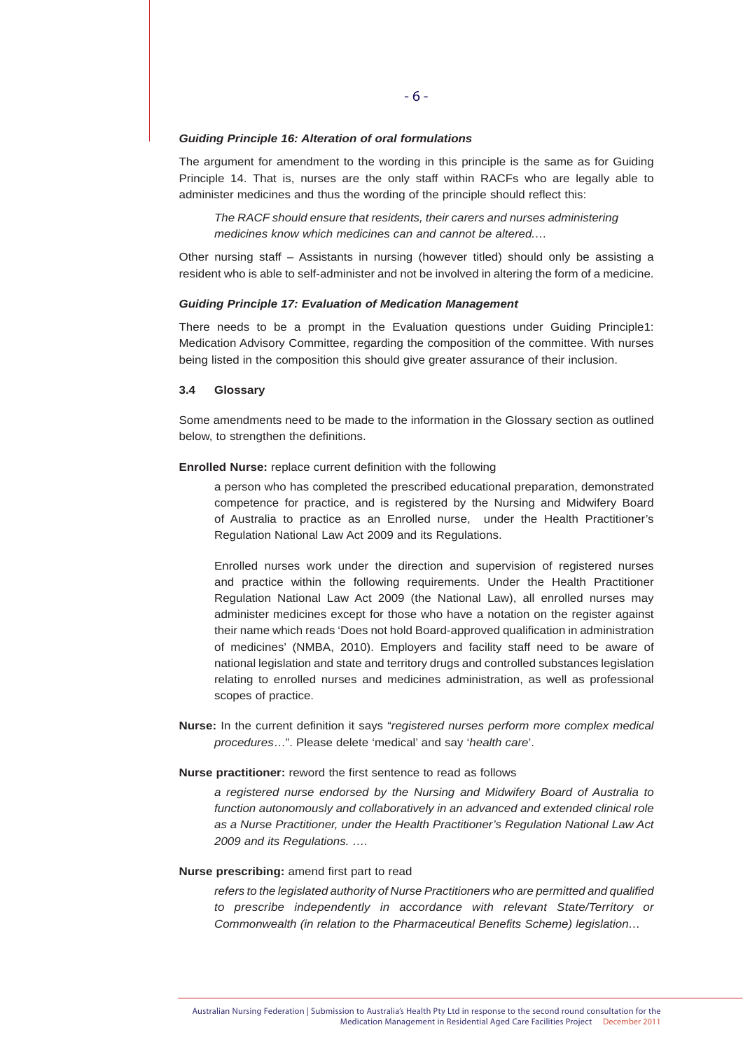***Guiding Principle 16: Alteration of oral formulations***

The argument for amendment to the wording in this principle is the same as for Guiding Principle 14. That is, nurses are the only staff within RACFs who are legally able to administer medicines and thus the wording of the principle should reflect this:

> *The RACF should ensure that residents, their carers and nurses administering medicines know which medicines can and cannot be altered….*

Other nursing staff – Assistants in nursing (however titled) should only be assisting a resident who is able to self-administer and not be involved in altering the form of a medicine.

***Guiding Principle 17: Evaluation of Medication Management***

There needs to be a prompt in the Evaluation questions under Guiding Principle1: Medication Advisory Committee, regarding the composition of the committee. With nurses being listed in the composition this should give greater assurance of their inclusion.

### 3.4 Glossary

Some amendments need to be made to the information in the Glossary section as outlined below, to strengthen the definitions.

**Enrolled Nurse:** replace current definition with the following

> a person who has completed the prescribed educational preparation, demonstrated competence for practice, and is registered by the Nursing and Midwifery Board of Australia to practice as an Enrolled nurse, under the Health Practitioner's Regulation National Law Act 2009 and its Regulations.
>
> Enrolled nurses work under the direction and supervision of registered nurses and practice within the following requirements. Under the Health Practitioner Regulation National Law Act 2009 (the National Law), all enrolled nurses may administer medicines except for those who have a notation on the register against their name which reads 'Does not hold Board-approved qualification in administration of medicines' (NMBA, 2010). Employers and facility staff need to be aware of national legislation and state and territory drugs and controlled substances legislation relating to enrolled nurses and medicines administration, as well as professional scopes of practice.

**Nurse:** In the current definition it says "*registered nurses perform more complex medical procedures*…". Please delete 'medical' and say '*health care*'.

**Nurse practitioner:** reword the first sentence to read as follows

> *a registered nurse endorsed by the Nursing and Midwifery Board of Australia to function autonomously and collaboratively in an advanced and extended clinical role as a Nurse Practitioner, under the Health Practitioner's Regulation National Law Act 2009 and its Regulations. ….*

**Nurse prescribing:** amend first part to read

> *refers to the legislated authority of Nurse Practitioners who are permitted and qualified to prescribe independently in accordance with relevant State/Territory or Commonwealth (in relation to the Pharmaceutical Benefits Scheme) legislation…*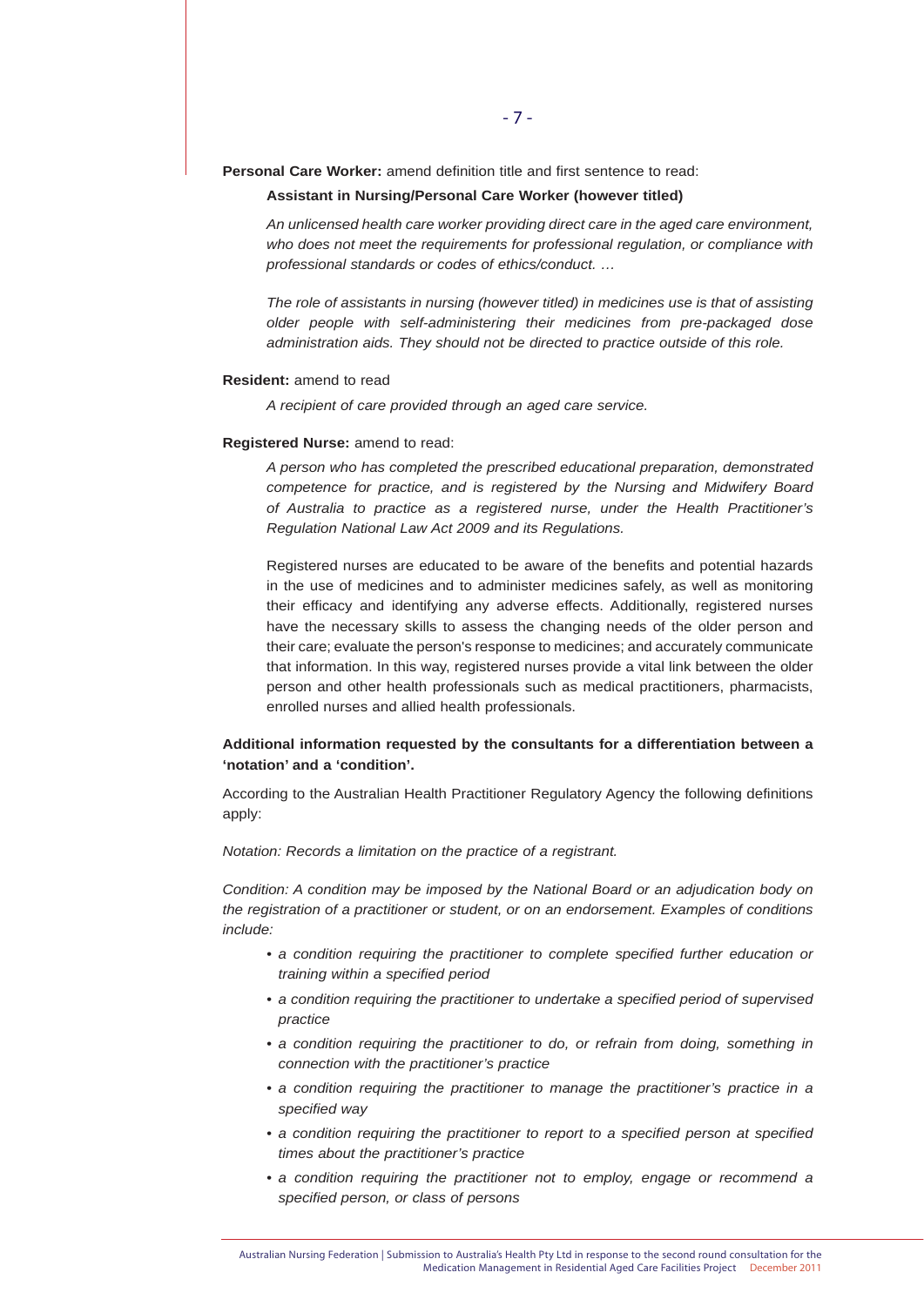**Personal Care Worker:** amend definition title and first sentence to read:

**Assistant in Nursing/Personal Care Worker (however titled)**

*An unlicensed health care worker providing direct care in the aged care environment, who does not meet the requirements for professional regulation, or compliance with professional standards or codes of ethics/conduct. …*

*The role of assistants in nursing (however titled) in medicines use is that of assisting older people with self-administering their medicines from pre-packaged dose administration aids. They should not be directed to practice outside of this role.*

**Resident:** amend to read

*A recipient of care provided through an aged care service.*

**Registered Nurse:** amend to read:

*A person who has completed the prescribed educational preparation, demonstrated competence for practice, and is registered by the Nursing and Midwifery Board of Australia to practice as a registered nurse, under the Health Practitioner's Regulation National Law Act 2009 and its Regulations.*

Registered nurses are educated to be aware of the benefits and potential hazards in the use of medicines and to administer medicines safely, as well as monitoring their efficacy and identifying any adverse effects. Additionally, registered nurses have the necessary skills to assess the changing needs of the older person and their care; evaluate the person's response to medicines; and accurately communicate that information. In this way, registered nurses provide a vital link between the older person and other health professionals such as medical practitioners, pharmacists, enrolled nurses and allied health professionals.

**Additional information requested by the consultants for a differentiation between a 'notation' and a 'condition'.**

According to the Australian Health Practitioner Regulatory Agency the following definitions apply:

*Notation: Records a limitation on the practice of a registrant.*

*Condition: A condition may be imposed by the National Board or an adjudication body on the registration of a practitioner or student, or on an endorsement. Examples of conditions include:*

- *a condition requiring the practitioner to complete specified further education or training within a specified period*
- *a condition requiring the practitioner to undertake a specified period of supervised practice*
- *a condition requiring the practitioner to do, or refrain from doing, something in connection with the practitioner's practice*
- *a condition requiring the practitioner to manage the practitioner's practice in a specified way*
- *a condition requiring the practitioner to report to a specified person at specified times about the practitioner's practice*
- *a condition requiring the practitioner not to employ, engage or recommend a specified person, or class of persons*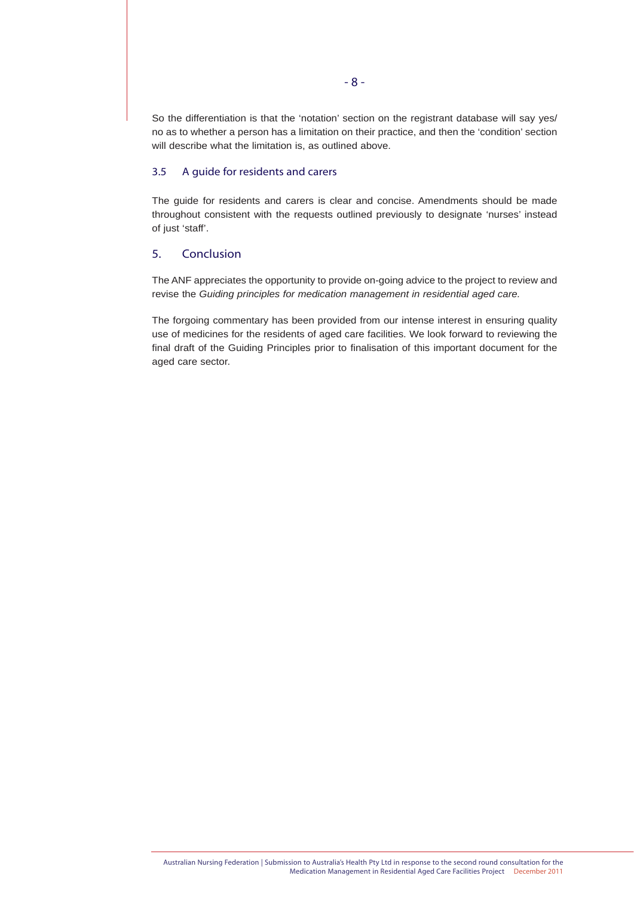So the differentiation is that the 'notation' section on the registrant database will say yes/no as to whether a person has a limitation on their practice, and then the 'condition' section will describe what the limitation is, as outlined above.

### 3.5 A guide for residents and carers

The guide for residents and carers is clear and concise. Amendments should be made throughout consistent with the requests outlined previously to designate 'nurses' instead of just 'staff'.

## 5. Conclusion

The ANF appreciates the opportunity to provide on-going advice to the project to review and revise the *Guiding principles for medication management in residential aged care.*

The forgoing commentary has been provided from our intense interest in ensuring quality use of medicines for the residents of aged care facilities. We look forward to reviewing the final draft of the Guiding Principles prior to finalisation of this important document for the aged care sector.